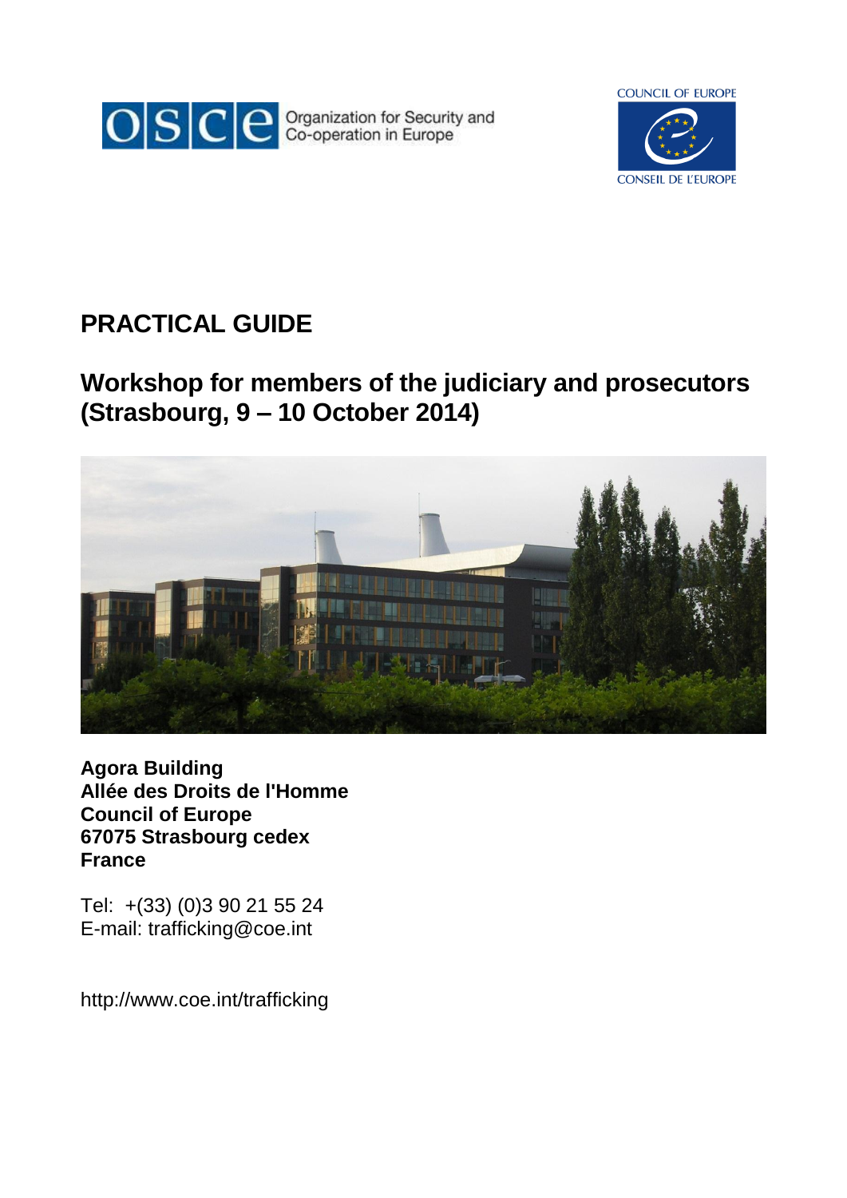OSCE Organization for Security and Co-operation in Europe

COUNCIL OF EUROPE
CONSEIL DE L'EUROPE

# PRACTICAL GUIDE

## Workshop for members of the judiciary and prosecutors (Strasbourg, 9 – 10 October 2014)

**Agora Building**
**Allée des Droits de l'Homme**
**Council of Europe**
**67075 Strasbourg cedex**
**France**

Tel: +(33) (0)3 90 21 55 24
E-mail: trafficking@coe.int

http://www.coe.int/trafficking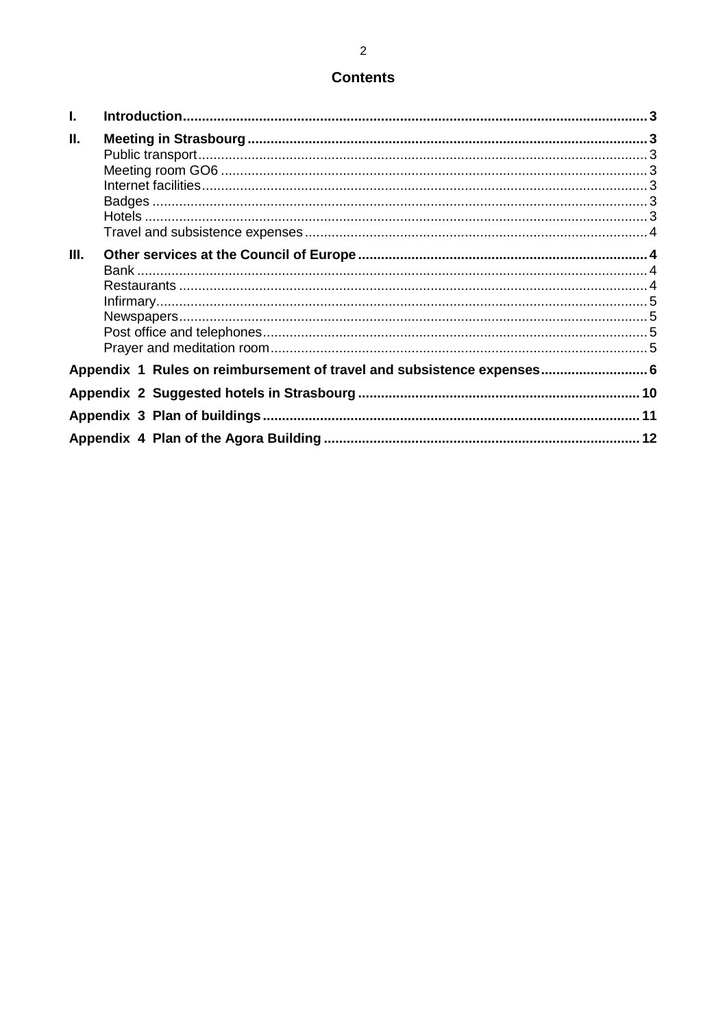# Contents

**I. Introduction** ... 3

**II. Meeting in Strasbourg** ... 3

- Public transport ... 3
- Meeting room GO6 ... 3
- Internet facilities ... 3
- Badges ... 3
- Hotels ... 3
- Travel and subsistence expenses ... 4

**III. Other services at the Council of Europe** ... 4

- Bank ... 4
- Restaurants ... 4
- Infirmary ... 5
- Newspapers ... 5
- Post office and telephones ... 5
- Prayer and meditation room ... 5

**Appendix 1 Rules on reimbursement of travel and subsistence expenses** ... 6

**Appendix 2 Suggested hotels in Strasbourg** ... 10

**Appendix 3 Plan of buildings** ... 11

**Appendix 4 Plan of the Agora Building** ... 12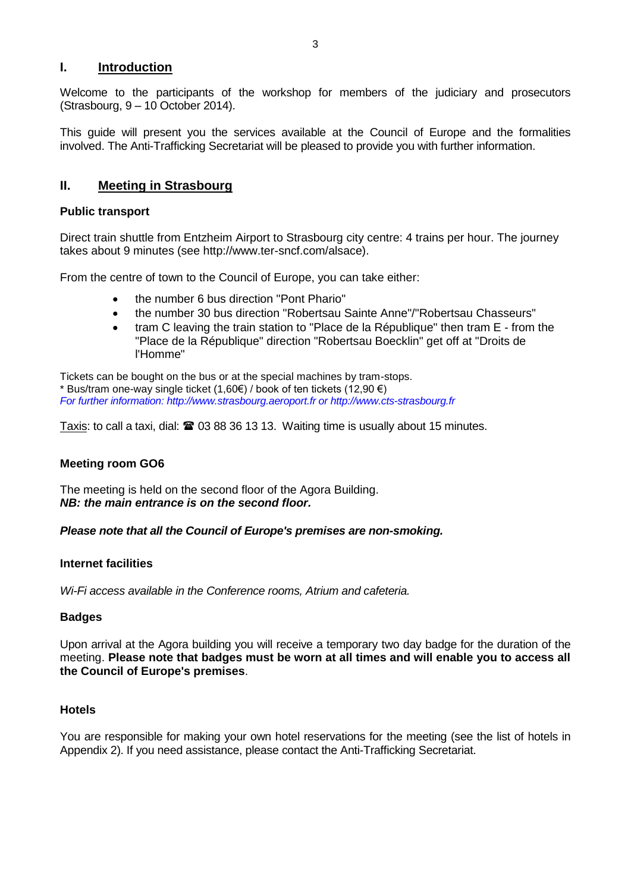## I. Introduction

Welcome to the participants of the workshop for members of the judiciary and prosecutors (Strasbourg, 9 – 10 October 2014).

This guide will present you the services available at the Council of Europe and the formalities involved. The Anti-Trafficking Secretariat will be pleased to provide you with further information.

## II. Meeting in Strasbourg

### Public transport

Direct train shuttle from Entzheim Airport to Strasbourg city centre: 4 trains per hour. The journey takes about 9 minutes (see http://www.ter-sncf.com/alsace).

From the centre of town to the Council of Europe, you can take either:

- the number 6 bus direction "Pont Phario"
- the number 30 bus direction "Robertsau Sainte Anne"/"Robertsau Chasseurs"
- tram C leaving the train station to "Place de la République" then tram E - from the "Place de la République" direction "Robertsau Boecklin" get off at "Droits de l'Homme"

Tickets can be bought on the bus or at the special machines by tram-stops.
* Bus/tram one-way single ticket (1,60€) / book of ten tickets (12,90 €)
*For further information: http://www.strasbourg.aeroport.fr or http://www.cts-strasbourg.fr*

Taxis: to call a taxi, dial: ☎ 03 88 36 13 13. Waiting time is usually about 15 minutes.

### Meeting room GO6

The meeting is held on the second floor of the Agora Building.
***NB: the main entrance is on the second floor.***

***Please note that all the Council of Europe's premises are non-smoking.***

### Internet facilities

*Wi-Fi access available in the Conference rooms, Atrium and cafeteria.*

### Badges

Upon arrival at the Agora building you will receive a temporary two day badge for the duration of the meeting. **Please note that badges must be worn at all times and will enable you to access all the Council of Europe's premises**.

### Hotels

You are responsible for making your own hotel reservations for the meeting (see the list of hotels in Appendix 2). If you need assistance, please contact the Anti-Trafficking Secretariat.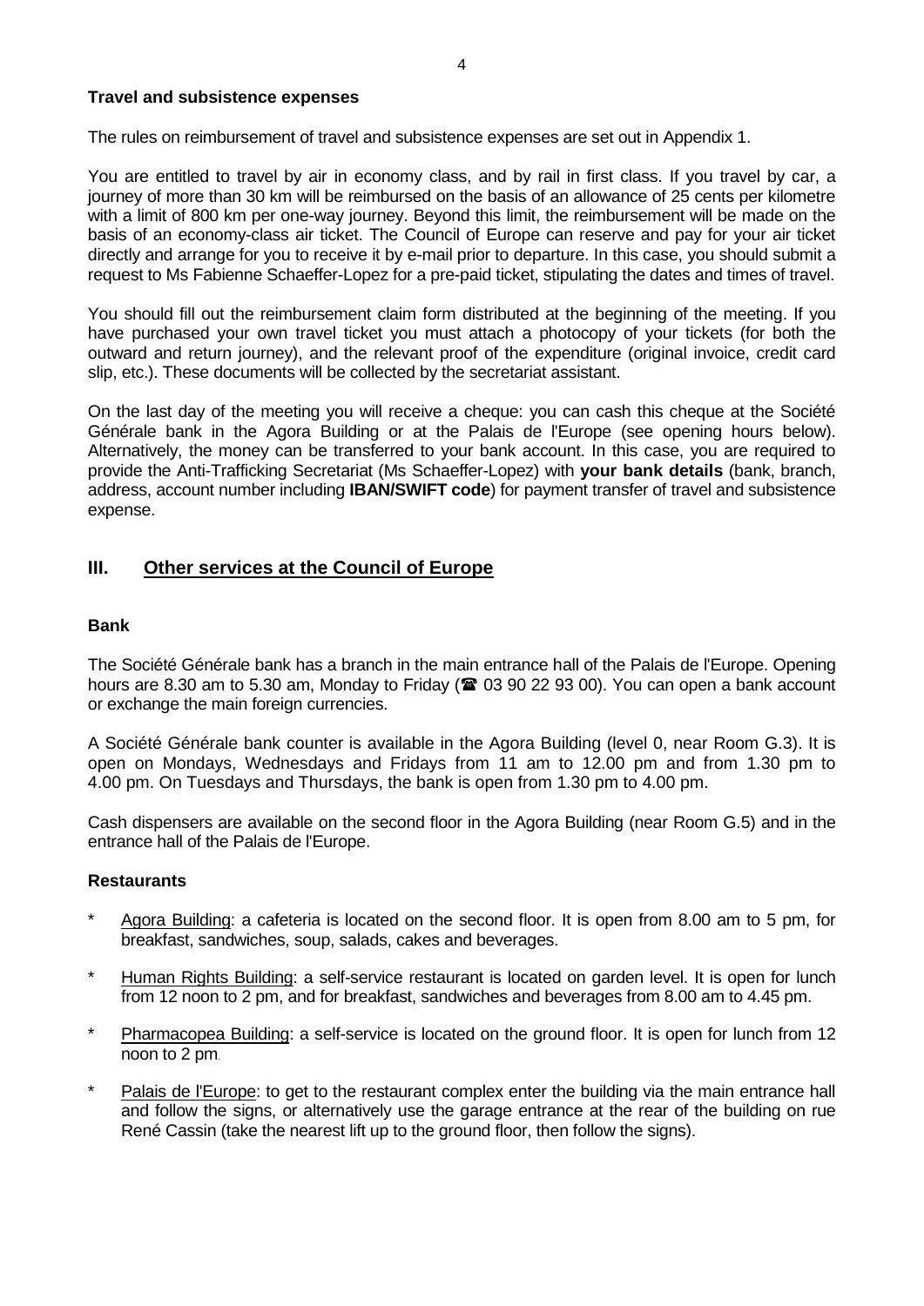### Travel and subsistence expenses

The rules on reimbursement of travel and subsistence expenses are set out in Appendix 1.

You are entitled to travel by air in economy class, and by rail in first class. If you travel by car, a journey of more than 30 km will be reimbursed on the basis of an allowance of 25 cents per kilometre with a limit of 800 km per one-way journey. Beyond this limit, the reimbursement will be made on the basis of an economy-class air ticket. The Council of Europe can reserve and pay for your air ticket directly and arrange for you to receive it by e-mail prior to departure. In this case, you should submit a request to Ms Fabienne Schaeffer-Lopez for a pre-paid ticket, stipulating the dates and times of travel.

You should fill out the reimbursement claim form distributed at the beginning of the meeting. If you have purchased your own travel ticket you must attach a photocopy of your tickets (for both the outward and return journey), and the relevant proof of the expenditure (original invoice, credit card slip, etc.). These documents will be collected by the secretariat assistant.

On the last day of the meeting you will receive a cheque: you can cash this cheque at the Société Générale bank in the Agora Building or at the Palais de l'Europe (see opening hours below). Alternatively, the money can be transferred to your bank account. In this case, you are required to provide the Anti-Trafficking Secretariat (Ms Schaeffer-Lopez) with **your bank details** (bank, branch, address, account number including **IBAN/SWIFT code**) for payment transfer of travel and subsistence expense.

## III. Other services at the Council of Europe

### Bank

The Société Générale bank has a branch in the main entrance hall of the Palais de l'Europe. Opening hours are 8.30 am to 5.30 am, Monday to Friday (☎ 03 90 22 93 00). You can open a bank account or exchange the main foreign currencies.

A Société Générale bank counter is available in the Agora Building (level 0, near Room G.3). It is open on Mondays, Wednesdays and Fridays from 11 am to 12.00 pm and from 1.30 pm to 4.00 pm. On Tuesdays and Thursdays, the bank is open from 1.30 pm to 4.00 pm.

Cash dispensers are available on the second floor in the Agora Building (near Room G.5) and in the entrance hall of the Palais de l'Europe.

### Restaurants

* Agora Building: a cafeteria is located on the second floor. It is open from 8.00 am to 5 pm, for breakfast, sandwiches, soup, salads, cakes and beverages.
* Human Rights Building: a self-service restaurant is located on garden level. It is open for lunch from 12 noon to 2 pm, and for breakfast, sandwiches and beverages from 8.00 am to 4.45 pm.
* Pharmacopea Building: a self-service is located on the ground floor. It is open for lunch from 12 noon to 2 pm.
* Palais de l'Europe: to get to the restaurant complex enter the building via the main entrance hall and follow the signs, or alternatively use the garage entrance at the rear of the building on rue René Cassin (take the nearest lift up to the ground floor, then follow the signs).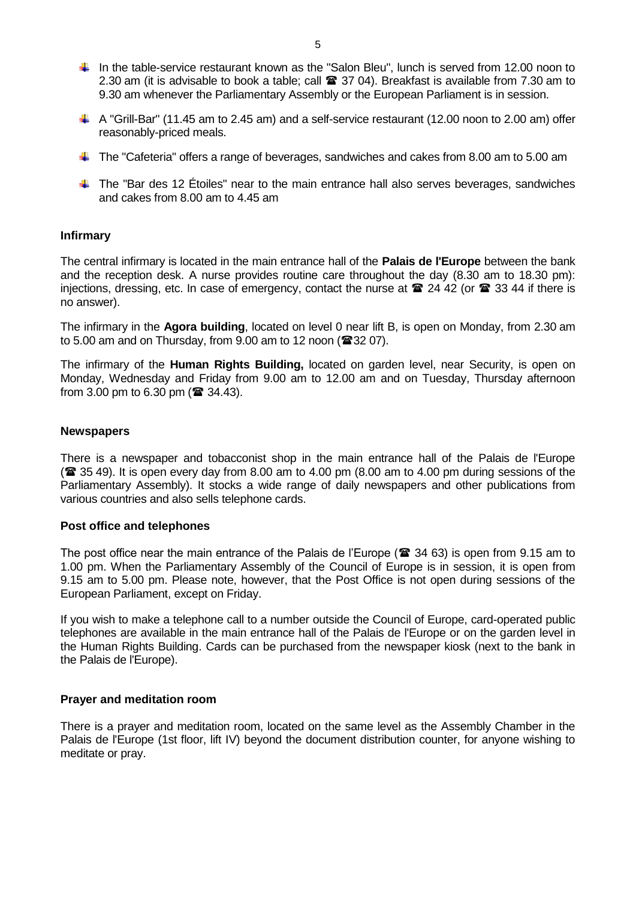- In the table-service restaurant known as the "Salon Bleu", lunch is served from 12.00 noon to 2.30 am (it is advisable to book a table; call ☎ 37 04). Breakfast is available from 7.30 am to 9.30 am whenever the Parliamentary Assembly or the European Parliament is in session.
- A "Grill-Bar" (11.45 am to 2.45 am) and a self-service restaurant (12.00 noon to 2.00 am) offer reasonably-priced meals.
- The "Cafeteria" offers a range of beverages, sandwiches and cakes from 8.00 am to 5.00 am
- The "Bar des 12 Étoiles" near to the main entrance hall also serves beverages, sandwiches and cakes from 8.00 am to 4.45 am

**Infirmary**

The central infirmary is located in the main entrance hall of the **Palais de l'Europe** between the bank and the reception desk. A nurse provides routine care throughout the day (8.30 am to 18.30 pm): injections, dressing, etc. In case of emergency, contact the nurse at ☎ 24 42 (or ☎ 33 44 if there is no answer).

The infirmary in the **Agora building**, located on level 0 near lift B, is open on Monday, from 2.30 am to 5.00 am and on Thursday, from 9.00 am to 12 noon (☎32 07).

The infirmary of the **Human Rights Building,** located on garden level, near Security, is open on Monday, Wednesday and Friday from 9.00 am to 12.00 am and on Tuesday, Thursday afternoon from 3.00 pm to 6.30 pm (☎ 34.43).

**Newspapers**

There is a newspaper and tobacconist shop in the main entrance hall of the Palais de l'Europe (☎ 35 49). It is open every day from 8.00 am to 4.00 pm (8.00 am to 4.00 pm during sessions of the Parliamentary Assembly). It stocks a wide range of daily newspapers and other publications from various countries and also sells telephone cards.

**Post office and telephones**

The post office near the main entrance of the Palais de l'Europe (☎ 34 63) is open from 9.15 am to 1.00 pm. When the Parliamentary Assembly of the Council of Europe is in session, it is open from 9.15 am to 5.00 pm. Please note, however, that the Post Office is not open during sessions of the European Parliament, except on Friday.

If you wish to make a telephone call to a number outside the Council of Europe, card-operated public telephones are available in the main entrance hall of the Palais de l'Europe or on the garden level in the Human Rights Building. Cards can be purchased from the newspaper kiosk (next to the bank in the Palais de l'Europe).

**Prayer and meditation room**

There is a prayer and meditation room, located on the same level as the Assembly Chamber in the Palais de l'Europe (1st floor, lift IV) beyond the document distribution counter, for anyone wishing to meditate or pray.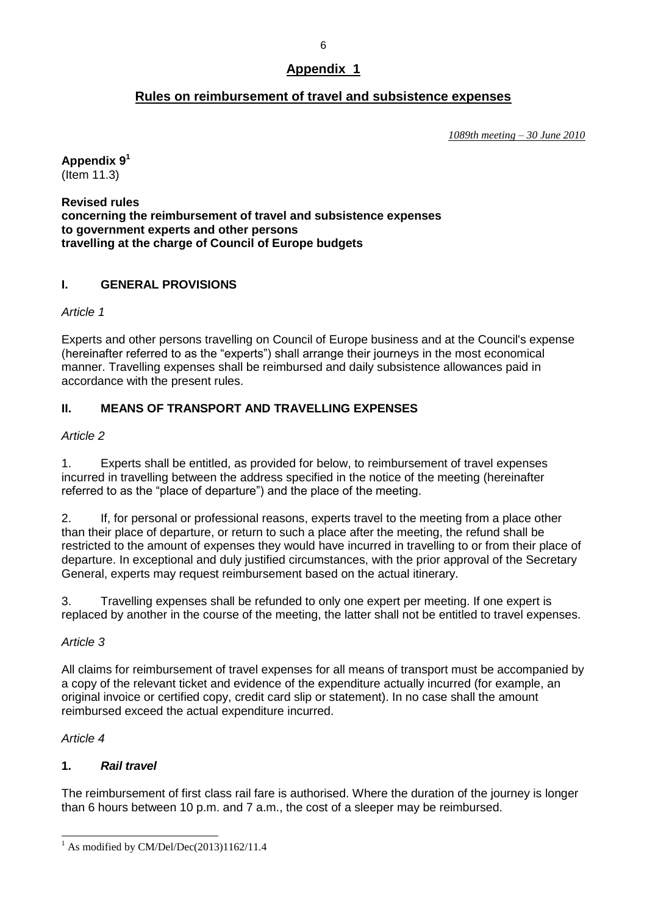## Appendix 1

## Rules on reimbursement of travel and subsistence expenses

*1089th meeting – 30 June 2010*

**Appendix 9**[1]
(Item 11.3)

**Revised rules**
**concerning the reimbursement of travel and subsistence expenses**
**to government experts and other persons**
**travelling at the charge of Council of Europe budgets**

### I. GENERAL PROVISIONS

*Article 1*

Experts and other persons travelling on Council of Europe business and at the Council's expense (hereinafter referred to as the "experts") shall arrange their journeys in the most economical manner. Travelling expenses shall be reimbursed and daily subsistence allowances paid in accordance with the present rules.

### II. MEANS OF TRANSPORT AND TRAVELLING EXPENSES

*Article 2*

1. Experts shall be entitled, as provided for below, to reimbursement of travel expenses incurred in travelling between the address specified in the notice of the meeting (hereinafter referred to as the "place of departure") and the place of the meeting.

2. If, for personal or professional reasons, experts travel to the meeting from a place other than their place of departure, or return to such a place after the meeting, the refund shall be restricted to the amount of expenses they would have incurred in travelling to or from their place of departure. In exceptional and duly justified circumstances, with the prior approval of the Secretary General, experts may request reimbursement based on the actual itinerary.

3. Travelling expenses shall be refunded to only one expert per meeting. If one expert is replaced by another in the course of the meeting, the latter shall not be entitled to travel expenses.

*Article 3*

All claims for reimbursement of travel expenses for all means of transport must be accompanied by a copy of the relevant ticket and evidence of the expenditure actually incurred (for example, an original invoice or certified copy, credit card slip or statement). In no case shall the amount reimbursed exceed the actual expenditure incurred.

*Article 4*

**1. *Rail travel***

The reimbursement of first class rail fare is authorised. Where the duration of the journey is longer than 6 hours between 10 p.m. and 7 a.m., the cost of a sleeper may be reimbursed.

[1] As modified by CM/Del/Dec(2013)1162/11.4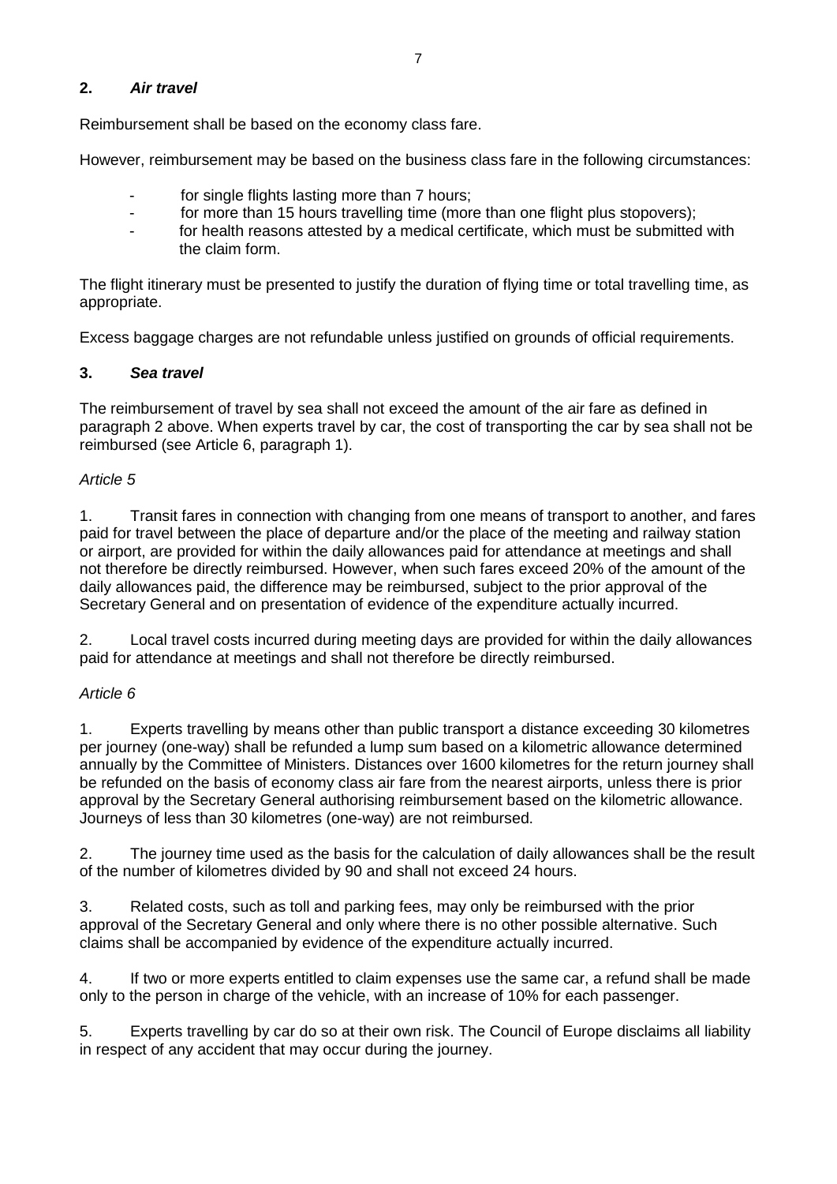**2. *Air travel***

Reimbursement shall be based on the economy class fare.

However, reimbursement may be based on the business class fare in the following circumstances:

- for single flights lasting more than 7 hours;
- for more than 15 hours travelling time (more than one flight plus stopovers);
- for health reasons attested by a medical certificate, which must be submitted with the claim form.

The flight itinerary must be presented to justify the duration of flying time or total travelling time, as appropriate.

Excess baggage charges are not refundable unless justified on grounds of official requirements.

**3. *Sea travel***

The reimbursement of travel by sea shall not exceed the amount of the air fare as defined in paragraph 2 above. When experts travel by car, the cost of transporting the car by sea shall not be reimbursed (see Article 6, paragraph 1).

*Article 5*

1. Transit fares in connection with changing from one means of transport to another, and fares paid for travel between the place of departure and/or the place of the meeting and railway station or airport, are provided for within the daily allowances paid for attendance at meetings and shall not therefore be directly reimbursed. However, when such fares exceed 20% of the amount of the daily allowances paid, the difference may be reimbursed, subject to the prior approval of the Secretary General and on presentation of evidence of the expenditure actually incurred.

2. Local travel costs incurred during meeting days are provided for within the daily allowances paid for attendance at meetings and shall not therefore be directly reimbursed.

*Article 6*

1. Experts travelling by means other than public transport a distance exceeding 30 kilometres per journey (one-way) shall be refunded a lump sum based on a kilometric allowance determined annually by the Committee of Ministers. Distances over 1600 kilometres for the return journey shall be refunded on the basis of economy class air fare from the nearest airports, unless there is prior approval by the Secretary General authorising reimbursement based on the kilometric allowance. Journeys of less than 30 kilometres (one-way) are not reimbursed.

2. The journey time used as the basis for the calculation of daily allowances shall be the result of the number of kilometres divided by 90 and shall not exceed 24 hours.

3. Related costs, such as toll and parking fees, may only be reimbursed with the prior approval of the Secretary General and only where there is no other possible alternative. Such claims shall be accompanied by evidence of the expenditure actually incurred.

4. If two or more experts entitled to claim expenses use the same car, a refund shall be made only to the person in charge of the vehicle, with an increase of 10% for each passenger.

5. Experts travelling by car do so at their own risk. The Council of Europe disclaims all liability in respect of any accident that may occur during the journey.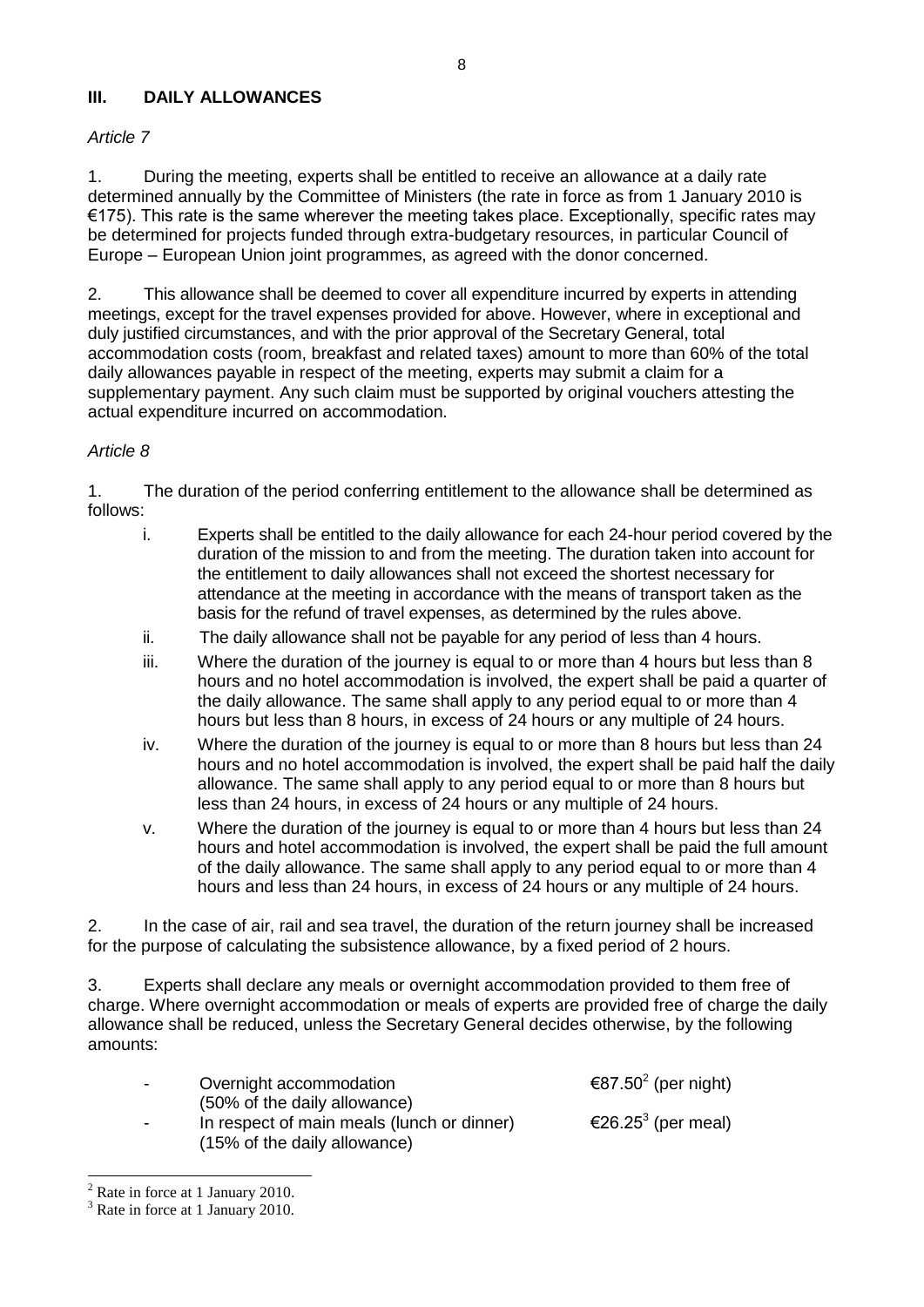## III. DAILY ALLOWANCES

*Article 7*

1. During the meeting, experts shall be entitled to receive an allowance at a daily rate determined annually by the Committee of Ministers (the rate in force as from 1 January 2010 is €175). This rate is the same wherever the meeting takes place. Exceptionally, specific rates may be determined for projects funded through extra-budgetary resources, in particular Council of Europe – European Union joint programmes, as agreed with the donor concerned.

2. This allowance shall be deemed to cover all expenditure incurred by experts in attending meetings, except for the travel expenses provided for above. However, where in exceptional and duly justified circumstances, and with the prior approval of the Secretary General, total accommodation costs (room, breakfast and related taxes) amount to more than 60% of the total daily allowances payable in respect of the meeting, experts may submit a claim for a supplementary payment. Any such claim must be supported by original vouchers attesting the actual expenditure incurred on accommodation.

*Article 8*

1. The duration of the period conferring entitlement to the allowance shall be determined as follows:

   i. Experts shall be entitled to the daily allowance for each 24-hour period covered by the duration of the mission to and from the meeting. The duration taken into account for the entitlement to daily allowances shall not exceed the shortest necessary for attendance at the meeting in accordance with the means of transport taken as the basis for the refund of travel expenses, as determined by the rules above.

   ii. The daily allowance shall not be payable for any period of less than 4 hours.

   iii. Where the duration of the journey is equal to or more than 4 hours but less than 8 hours and no hotel accommodation is involved, the expert shall be paid a quarter of the daily allowance. The same shall apply to any period equal to or more than 4 hours but less than 8 hours, in excess of 24 hours or any multiple of 24 hours.

   iv. Where the duration of the journey is equal to or more than 8 hours but less than 24 hours and no hotel accommodation is involved, the expert shall be paid half the daily allowance. The same shall apply to any period equal to or more than 8 hours but less than 24 hours, in excess of 24 hours or any multiple of 24 hours.

   v. Where the duration of the journey is equal to or more than 4 hours but less than 24 hours and hotel accommodation is involved, the expert shall be paid the full amount of the daily allowance. The same shall apply to any period equal to or more than 4 hours and less than 24 hours, in excess of 24 hours or any multiple of 24 hours.

2. In the case of air, rail and sea travel, the duration of the return journey shall be increased for the purpose of calculating the subsistence allowance, by a fixed period of 2 hours.

3. Experts shall declare any meals or overnight accommodation provided to them free of charge. Where overnight accommodation or meals of experts are provided free of charge the daily allowance shall be reduced, unless the Secretary General decides otherwise, by the following amounts:

- Overnight accommodation (50% of the daily allowance) — €87.50[2] (per night)
- In respect of main meals (lunch or dinner) (15% of the daily allowance) — €26.25[3] (per meal)

---

[2] Rate in force at 1 January 2010.

[3] Rate in force at 1 January 2010.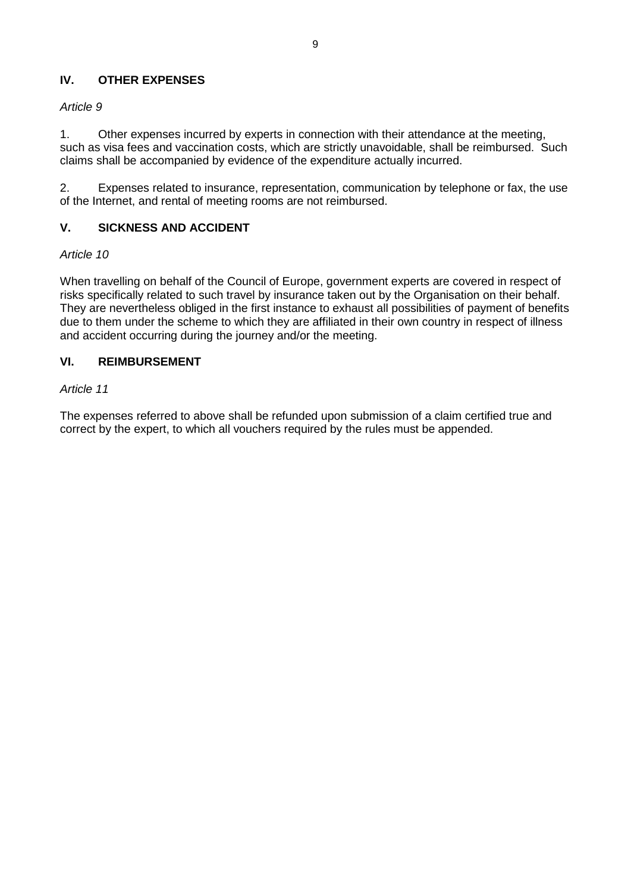## IV. OTHER EXPENSES

*Article 9*

1. Other expenses incurred by experts in connection with their attendance at the meeting, such as visa fees and vaccination costs, which are strictly unavoidable, shall be reimbursed. Such claims shall be accompanied by evidence of the expenditure actually incurred.

2. Expenses related to insurance, representation, communication by telephone or fax, the use of the Internet, and rental of meeting rooms are not reimbursed.

## V. SICKNESS AND ACCIDENT

*Article 10*

When travelling on behalf of the Council of Europe, government experts are covered in respect of risks specifically related to such travel by insurance taken out by the Organisation on their behalf. They are nevertheless obliged in the first instance to exhaust all possibilities of payment of benefits due to them under the scheme to which they are affiliated in their own country in respect of illness and accident occurring during the journey and/or the meeting.

## VI. REIMBURSEMENT

*Article 11*

The expenses referred to above shall be refunded upon submission of a claim certified true and correct by the expert, to which all vouchers required by the rules must be appended.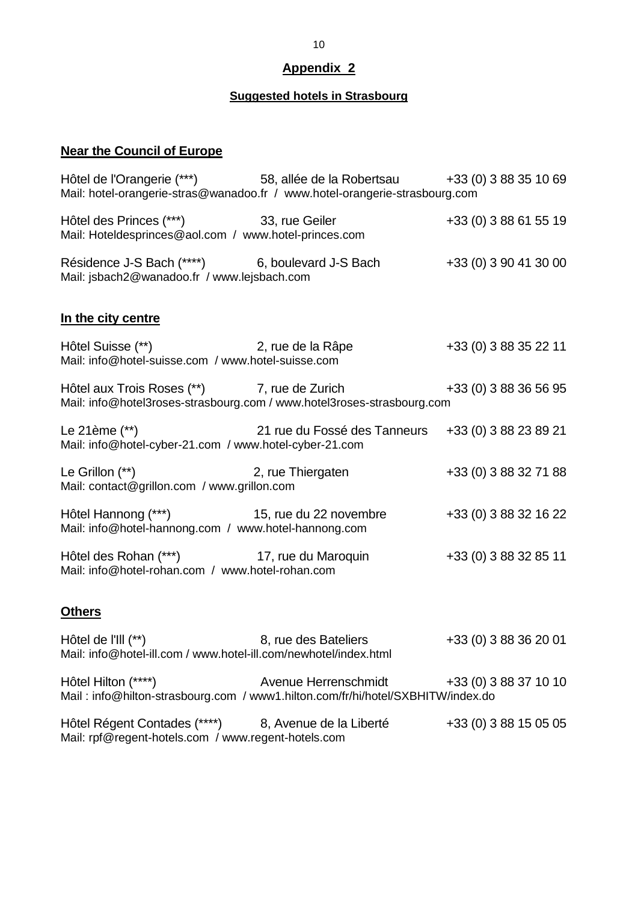## Appendix 2

### Suggested hotels in Strasbourg

**Near the Council of Europe**

Hôtel de l'Orangerie (***) 58, allée de la Robertsau +33 (0) 3 88 35 10 69
Mail: hotel-orangerie-stras@wanadoo.fr / www.hotel-orangerie-strasbourg.com

Hôtel des Princes (***) 33, rue Geiler +33 (0) 3 88 61 55 19
Mail: Hoteldesprinces@aol.com / www.hotel-princes.com

Résidence J-S Bach (****) 6, boulevard J-S Bach +33 (0) 3 90 41 30 00
Mail: jsbach2@wanadoo.fr / www.lejsbach.com

**In the city centre**

Hôtel Suisse (**) 2, rue de la Râpe +33 (0) 3 88 35 22 11
Mail: info@hotel-suisse.com / www.hotel-suisse.com

Hôtel aux Trois Roses (**) 7, rue de Zurich +33 (0) 3 88 36 56 95
Mail: info@hotel3roses-strasbourg.com / www.hotel3roses-strasbourg.com

Le 21ème (**) 21 rue du Fossé des Tanneurs +33 (0) 3 88 23 89 21
Mail: info@hotel-cyber-21.com / www.hotel-cyber-21.com

Le Grillon (**) 2, rue Thiergaten +33 (0) 3 88 32 71 88
Mail: contact@grillon.com / www.grillon.com

Hôtel Hannong (***) 15, rue du 22 novembre +33 (0) 3 88 32 16 22
Mail: info@hotel-hannong.com / www.hotel-hannong.com

Hôtel des Rohan (***) 17, rue du Maroquin +33 (0) 3 88 32 85 11
Mail: info@hotel-rohan.com / www.hotel-rohan.com

**Others**

Hôtel de l'Ill (**) 8, rue des Bateliers +33 (0) 3 88 36 20 01
Mail: info@hotel-ill.com / www.hotel-ill.com/newhotel/index.html

Hôtel Hilton (****) Avenue Herrenschmidt +33 (0) 3 88 37 10 10
Mail : info@hilton-strasbourg.com / www1.hilton.com/fr/hi/hotel/SXBHITW/index.do

Hôtel Régent Contades (****) 8, Avenue de la Liberté +33 (0) 3 88 15 05 05
Mail: rpf@regent-hotels.com / www.regent-hotels.com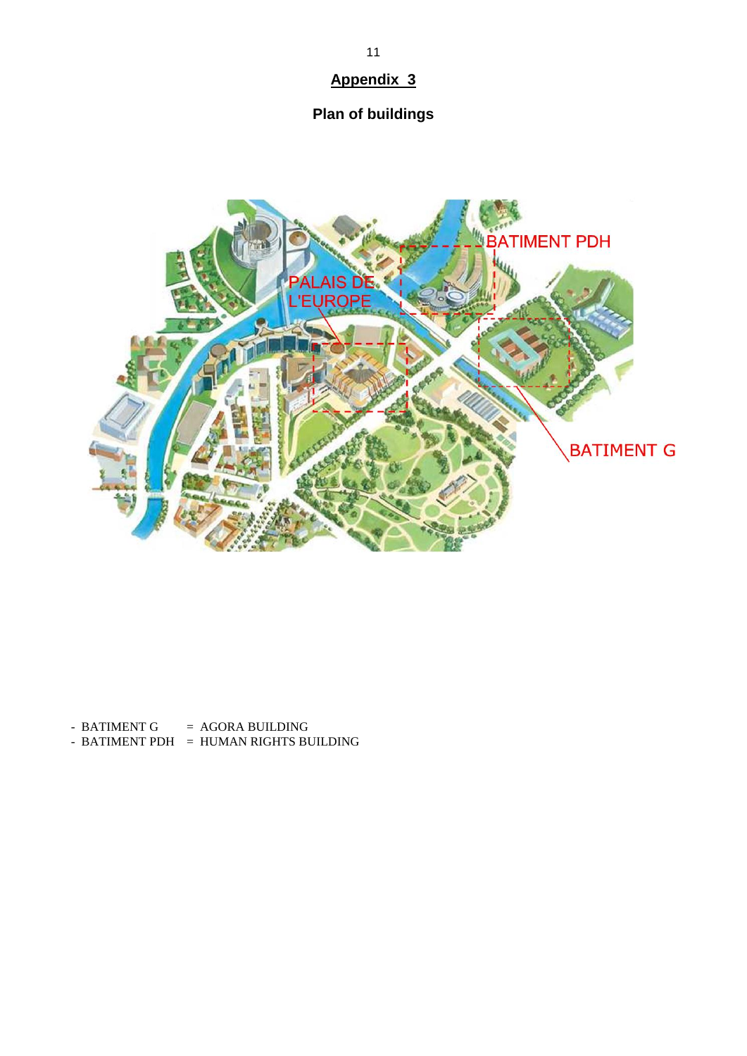## Appendix 3

### Plan of buildings

- BATIMENT G = AGORA BUILDING
- BATIMENT PDH = HUMAN RIGHTS BUILDING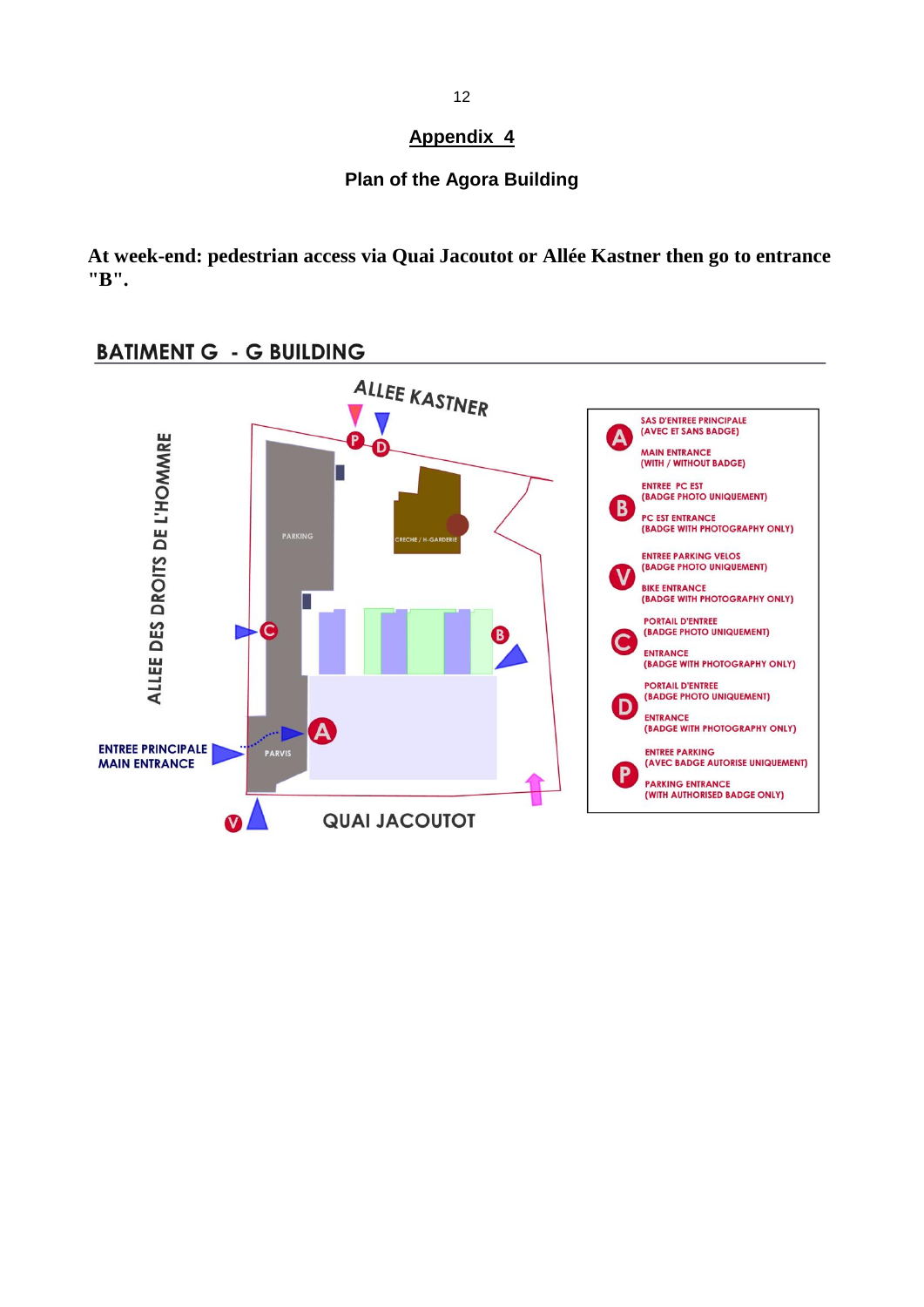## Appendix 4

### Plan of the Agora Building

**At week-end: pedestrian access via Quai Jacoutot or Allée Kastner then go to entrance "B".**

BATIMENT G - G BUILDING

ALLEE KASTNER

ALLEE DES DROITS DE L'HOMMRE

QUAI JACOUTOT

PARKING

CRECHE / H-GARDERIE

PARVIS

ENTREE PRINCIPALE
MAIN ENTRANCE

A — SAS D'ENTREE PRINCIPALE (AVEC ET SANS BADGE) / MAIN ENTRANCE (WITH / WITHOUT BADGE)

B — ENTREE PC EST (BADGE PHOTO UNIQUEMENT) / PC EST ENTRANCE (BADGE WITH PHOTOGRAPHY ONLY)

V — ENTREE PARKING VELOS (BADGE PHOTO UNIQUEMENT) / BIKE ENTRANCE (BADGE WITH PHOTOGRAPHY ONLY)

C — PORTAIL D'ENTREE (BADGE PHOTO UNIQUEMENT) / ENTRANCE (BADGE WITH PHOTOGRAPHY ONLY)

D — PORTAIL D'ENTREE (BADGE PHOTO UNIQUEMENT) / ENTRANCE (BADGE WITH PHOTOGRAPHY ONLY)

P — ENTREE PARKING (AVEC BADGE AUTORISE UNIQUEMENT) / PARKING ENTRANCE (WITH AUTHORISED BADGE ONLY)